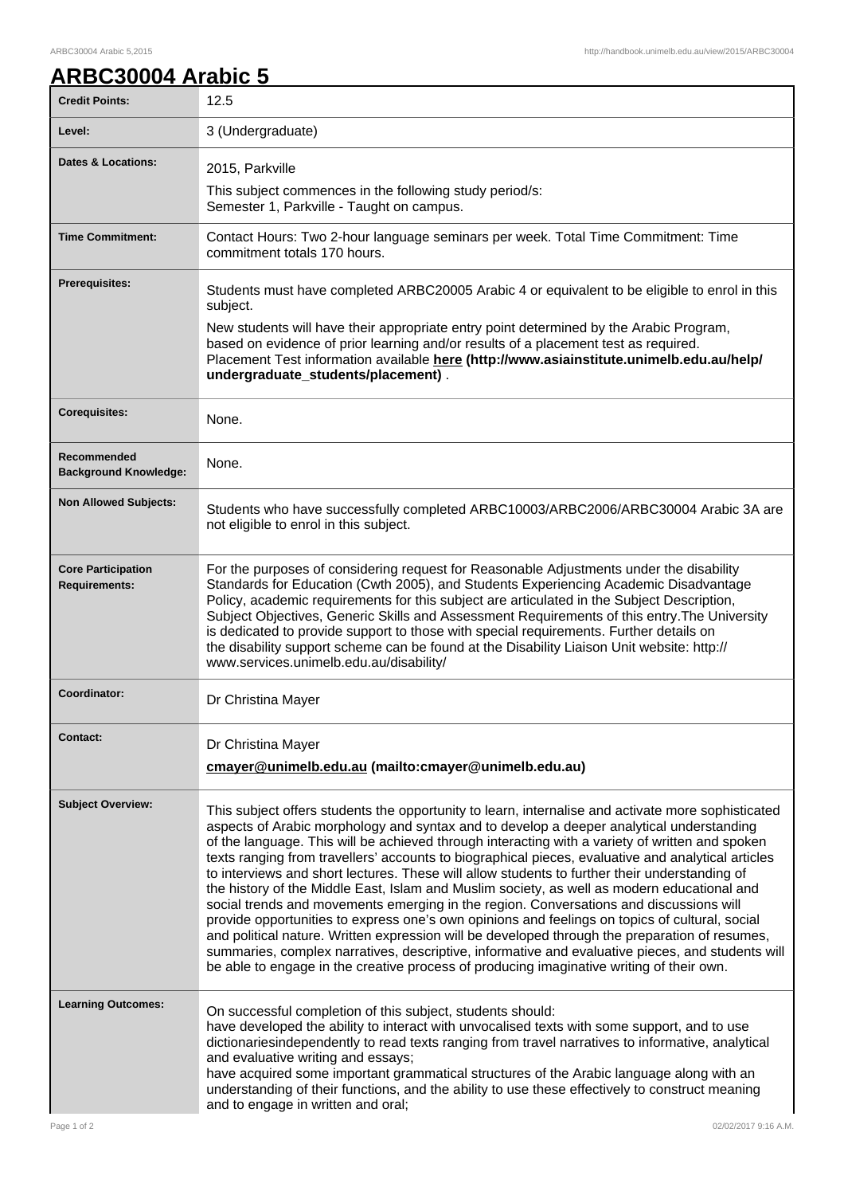# ARBC30004 Arabic 5

| | |
|---|---|
| **Credit Points:** | 12.5 |
| **Level:** | 3 (Undergraduate) |
| **Dates & Locations:** | 2015, Parkville<br>This subject commences in the following study period/s:<br>Semester 1, Parkville - Taught on campus. |
| **Time Commitment:** | Contact Hours: Two 2-hour language seminars per week. Total Time Commitment: Time commitment totals 170 hours. |
| **Prerequisites:** | Students must have completed ARBC20005 Arabic 4 or equivalent to be eligible to enrol in this subject.<br>New students will have their appropriate entry point determined by the Arabic Program, based on evidence of prior learning and/or results of a placement test as required. Placement Test information available **here (http://www.asiainstitute.unimelb.edu.au/help/undergraduate_students/placement)** . |
| **Corequisites:** | None. |
| **Recommended Background Knowledge:** | None. |
| **Non Allowed Subjects:** | Students who have successfully completed ARBC10003/ARBC2006/ARBC30004 Arabic 3A are not eligible to enrol in this subject. |
| **Core Participation Requirements:** | For the purposes of considering request for Reasonable Adjustments under the disability Standards for Education (Cwth 2005), and Students Experiencing Academic Disadvantage Policy, academic requirements for this subject are articulated in the Subject Description, Subject Objectives, Generic Skills and Assessment Requirements of this entry.The University is dedicated to provide support to those with special requirements. Further details on the disability support scheme can be found at the Disability Liaison Unit website: http://www.services.unimelb.edu.au/disability/ |
| **Coordinator:** | Dr Christina Mayer |
| **Contact:** | Dr Christina Mayer<br>**cmayer@unimelb.edu.au (mailto:cmayer@unimelb.edu.au)** |
| **Subject Overview:** | This subject offers students the opportunity to learn, internalise and activate more sophisticated aspects of Arabic morphology and syntax and to develop a deeper analytical understanding of the language. This will be achieved through interacting with a variety of written and spoken texts ranging from travellers' accounts to biographical pieces, evaluative and analytical articles to interviews and short lectures. These will allow students to further their understanding of the history of the Middle East, Islam and Muslim society, as well as modern educational and social trends and movements emerging in the region. Conversations and discussions will provide opportunities to express one's own opinions and feelings on topics of cultural, social and political nature. Written expression will be developed through the preparation of resumes, summaries, complex narratives, descriptive, informative and evaluative pieces, and students will be able to engage in the creative process of producing imaginative writing of their own. |
| **Learning Outcomes:** | On successful completion of this subject, students should:<br>have developed the ability to interact with unvocalised texts with some support, and to use dictionariesindependently to read texts ranging from travel narratives to informative, analytical and evaluative writing and essays;<br>have acquired some important grammatical structures of the Arabic language along with an understanding of their functions, and the ability to use these effectively to construct meaning and to engage in written and oral; |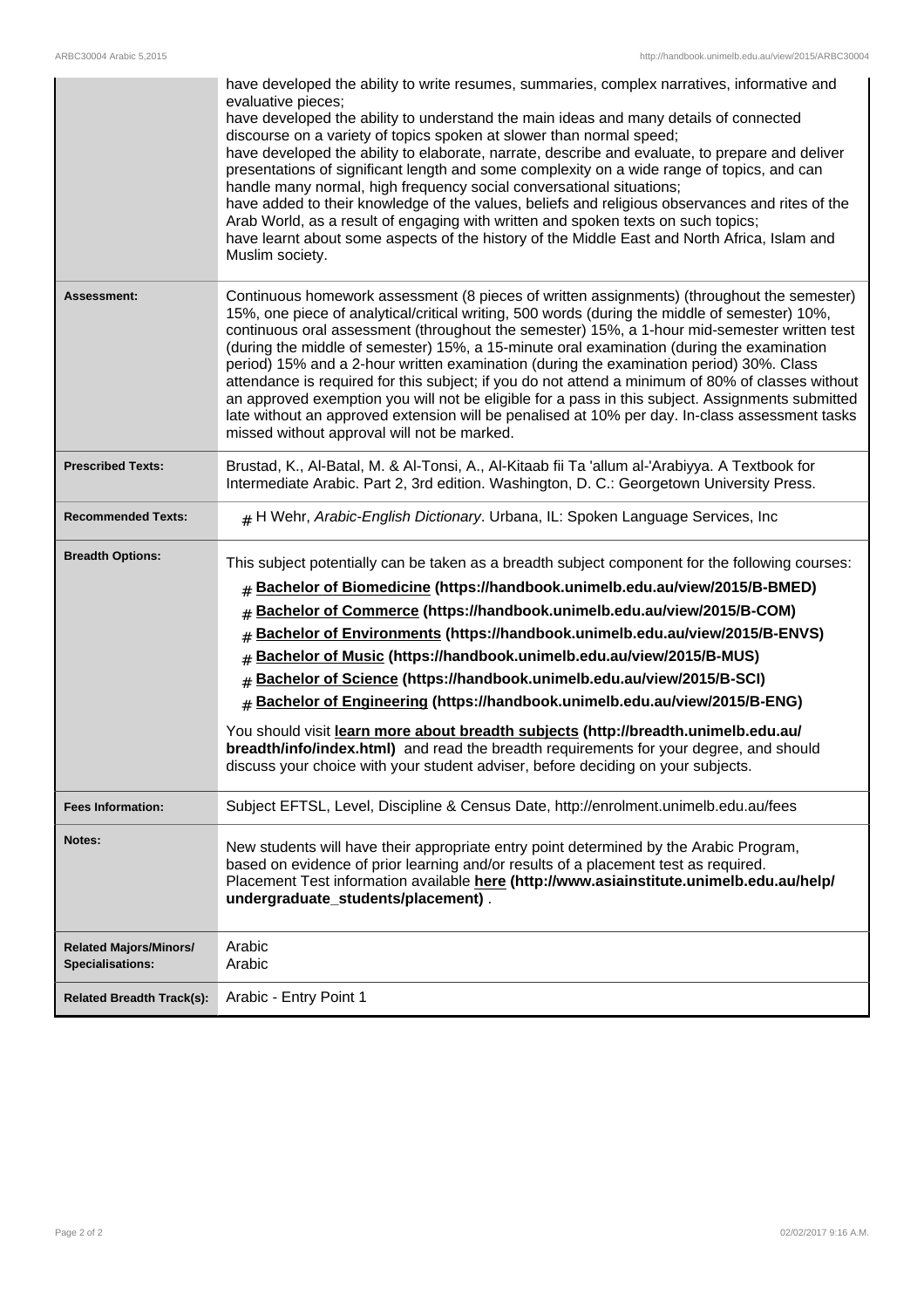| | |
|---|---|
| | have developed the ability to write resumes, summaries, complex narratives, informative and evaluative pieces;<br>have developed the ability to understand the main ideas and many details of connected discourse on a variety of topics spoken at slower than normal speed;<br>have developed the ability to elaborate, narrate, describe and evaluate, to prepare and deliver presentations of significant length and some complexity on a wide range of topics, and can handle many normal, high frequency social conversational situations;<br>have added to their knowledge of the values, beliefs and religious observances and rites of the Arab World, as a result of engaging with written and spoken texts on such topics;<br>have learnt about some aspects of the history of the Middle East and North Africa, Islam and Muslim society. |
| **Assessment:** | Continuous homework assessment (8 pieces of written assignments) (throughout the semester) 15%, one piece of analytical/critical writing, 500 words (during the middle of semester) 10%, continuous oral assessment (throughout the semester) 15%, a 1-hour mid-semester written test (during the middle of semester) 15%, a 15-minute oral examination (during the examination period) 15% and a 2-hour written examination (during the examination period) 30%. Class attendance is required for this subject; if you do not attend a minimum of 80% of classes without an approved exemption you will not be eligible for a pass in this subject. Assignments submitted late without an approved extension will be penalised at 10% per day. In-class assessment tasks missed without approval will not be marked. |
| **Prescribed Texts:** | Brustad, K., Al-Batal, M. & Al-Tonsi, A., Al-Kitaab fii Ta 'allum al-'Arabiyya. A Textbook for Intermediate Arabic. Part 2, 3rd edition. Washington, D. C.: Georgetown University Press. |
| **Recommended Texts:** | # H Wehr, *Arabic-English Dictionary*. Urbana, IL: Spoken Language Services, Inc |
| **Breadth Options:** | This subject potentially can be taken as a breadth subject component for the following courses:<br># **Bachelor of Biomedicine (https://handbook.unimelb.edu.au/view/2015/B-BMED)**<br># **Bachelor of Commerce (https://handbook.unimelb.edu.au/view/2015/B-COM)**<br># **Bachelor of Environments (https://handbook.unimelb.edu.au/view/2015/B-ENVS)**<br># **Bachelor of Music (https://handbook.unimelb.edu.au/view/2015/B-MUS)**<br># **Bachelor of Science (https://handbook.unimelb.edu.au/view/2015/B-SCI)**<br># **Bachelor of Engineering (https://handbook.unimelb.edu.au/view/2015/B-ENG)**<br>You should visit **learn more about breadth subjects (http://breadth.unimelb.edu.au/breadth/info/index.html)** and read the breadth requirements for your degree, and should discuss your choice with your student adviser, before deciding on your subjects. |
| **Fees Information:** | Subject EFTSL, Level, Discipline & Census Date, http://enrolment.unimelb.edu.au/fees |
| **Notes:** | New students will have their appropriate entry point determined by the Arabic Program, based on evidence of prior learning and/or results of a placement test as required. Placement Test information available **here (http://www.asiainstitute.unimelb.edu.au/help/undergraduate_students/placement)** . |
| **Related Majors/Minors/ Specialisations:** | Arabic<br>Arabic |
| **Related Breadth Track(s):** | Arabic - Entry Point 1 |